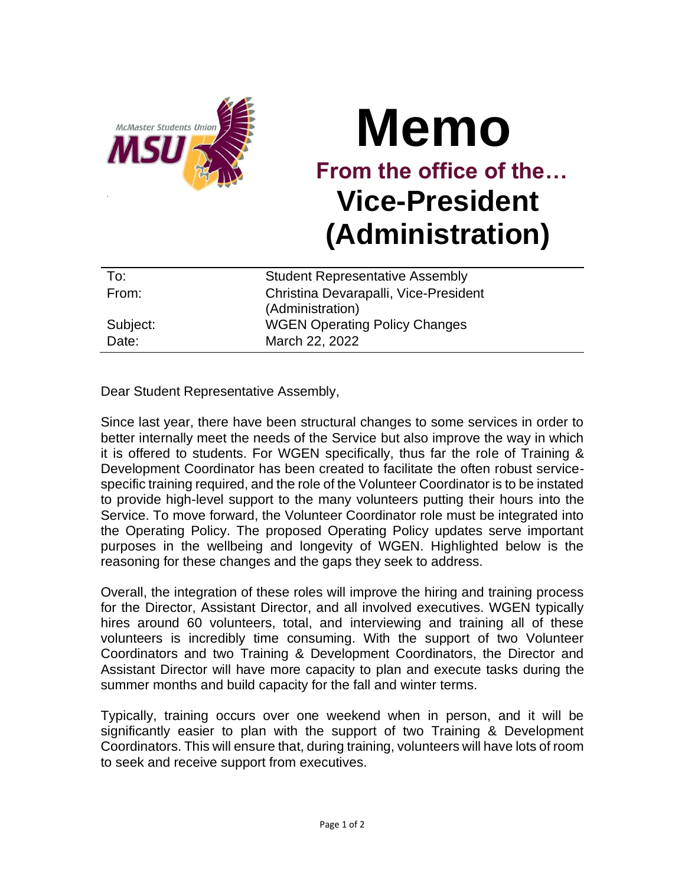# Memo

## From the office of the…

## Vice-President (Administration)

| | |
|---|---|
| To: | Student Representative Assembly |
| From: | Christina Devarapalli, Vice-President (Administration) |
| Subject: | WGEN Operating Policy Changes |
| Date: | March 22, 2022 |

Dear Student Representative Assembly,

Since last year, there have been structural changes to some services in order to better internally meet the needs of the Service but also improve the way in which it is offered to students. For WGEN specifically, thus far the role of Training & Development Coordinator has been created to facilitate the often robust service-specific training required, and the role of the Volunteer Coordinator is to be instated to provide high-level support to the many volunteers putting their hours into the Service. To move forward, the Volunteer Coordinator role must be integrated into the Operating Policy. The proposed Operating Policy updates serve important purposes in the wellbeing and longevity of WGEN. Highlighted below is the reasoning for these changes and the gaps they seek to address.

Overall, the integration of these roles will improve the hiring and training process for the Director, Assistant Director, and all involved executives. WGEN typically hires around 60 volunteers, total, and interviewing and training all of these volunteers is incredibly time consuming. With the support of two Volunteer Coordinators and two Training & Development Coordinators, the Director and Assistant Director will have more capacity to plan and execute tasks during the summer months and build capacity for the fall and winter terms.

Typically, training occurs over one weekend when in person, and it will be significantly easier to plan with the support of two Training & Development Coordinators. This will ensure that, during training, volunteers will have lots of room to seek and receive support from executives.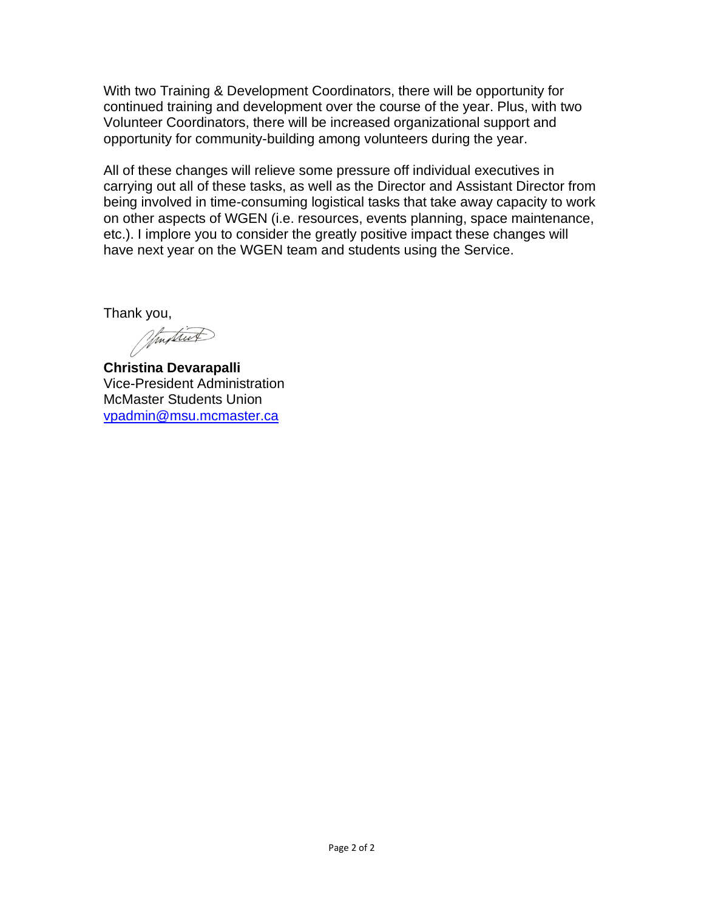With two Training & Development Coordinators, there will be opportunity for continued training and development over the course of the year. Plus, with two Volunteer Coordinators, there will be increased organizational support and opportunity for community-building among volunteers during the year.

All of these changes will relieve some pressure off individual executives in carrying out all of these tasks, as well as the Director and Assistant Director from being involved in time-consuming logistical tasks that take away capacity to work on other aspects of WGEN (i.e. resources, events planning, space maintenance, etc.). I implore you to consider the greatly positive impact these changes will have next year on the WGEN team and students using the Service.

Thank you,

**Christina Devarapalli**
Vice-President Administration
McMaster Students Union
vpadmin@msu.mcmaster.ca